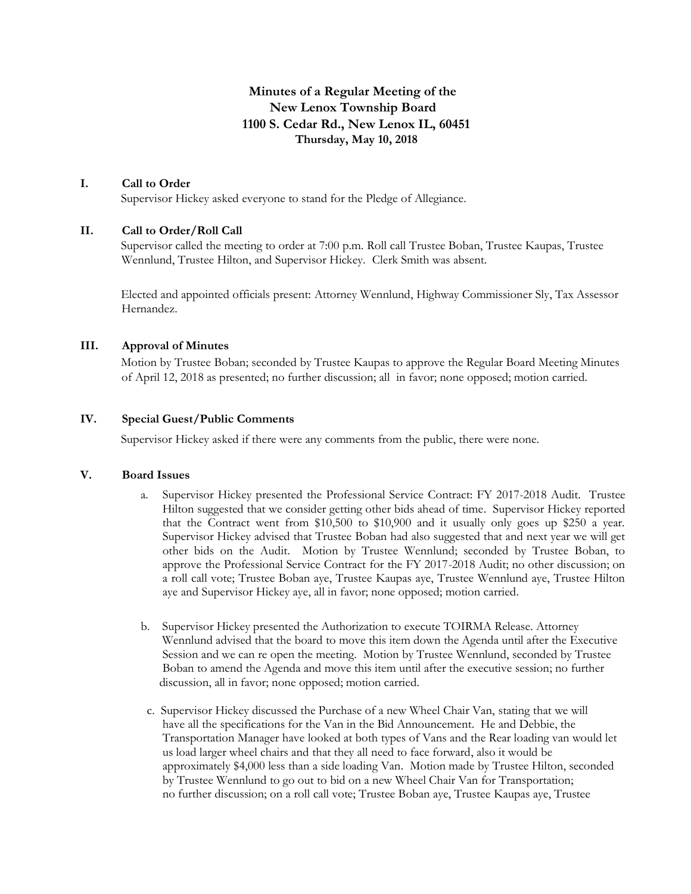# Minutes of a Regular Meeting of the
# New Lenox Township Board
## 1100 S. Cedar Rd., New Lenox IL, 60451
### Thursday, May 10, 2018

## I. Call to Order

Supervisor Hickey asked everyone to stand for the Pledge of Allegiance.

## II. Call to Order/Roll Call

Supervisor called the meeting to order at 7:00 p.m. Roll call Trustee Boban, Trustee Kaupas, Trustee Wennlund, Trustee Hilton, and Supervisor Hickey. Clerk Smith was absent.

Elected and appointed officials present: Attorney Wennlund, Highway Commissioner Sly, Tax Assessor Hernandez.

## III. Approval of Minutes

Motion by Trustee Boban; seconded by Trustee Kaupas to approve the Regular Board Meeting Minutes of April 12, 2018 as presented; no further discussion; all in favor; none opposed; motion carried.

## IV. Special Guest/Public Comments

Supervisor Hickey asked if there were any comments from the public, there were none.

## V. Board Issues

a. Supervisor Hickey presented the Professional Service Contract: FY 2017-2018 Audit. Trustee Hilton suggested that we consider getting other bids ahead of time. Supervisor Hickey reported that the Contract went from $10,500 to $10,900 and it usually only goes up $250 a year. Supervisor Hickey advised that Trustee Boban had also suggested that and next year we will get other bids on the Audit. Motion by Trustee Wennlund; seconded by Trustee Boban, to approve the Professional Service Contract for the FY 2017-2018 Audit; no other discussion; on a roll call vote; Trustee Boban aye, Trustee Kaupas aye, Trustee Wennlund aye, Trustee Hilton aye and Supervisor Hickey aye, all in favor; none opposed; motion carried.

b. Supervisor Hickey presented the Authorization to execute TOIRMA Release. Attorney Wennlund advised that the board to move this item down the Agenda until after the Executive Session and we can re open the meeting. Motion by Trustee Wennlund, seconded by Trustee Boban to amend the Agenda and move this item until after the executive session; no further discussion, all in favor; none opposed; motion carried.

c. Supervisor Hickey discussed the Purchase of a new Wheel Chair Van, stating that we will have all the specifications for the Van in the Bid Announcement. He and Debbie, the Transportation Manager have looked at both types of Vans and the Rear loading van would let us load larger wheel chairs and that they all need to face forward, also it would be approximately $4,000 less than a side loading Van. Motion made by Trustee Hilton, seconded by Trustee Wennlund to go out to bid on a new Wheel Chair Van for Transportation; no further discussion; on a roll call vote; Trustee Boban aye, Trustee Kaupas aye, Trustee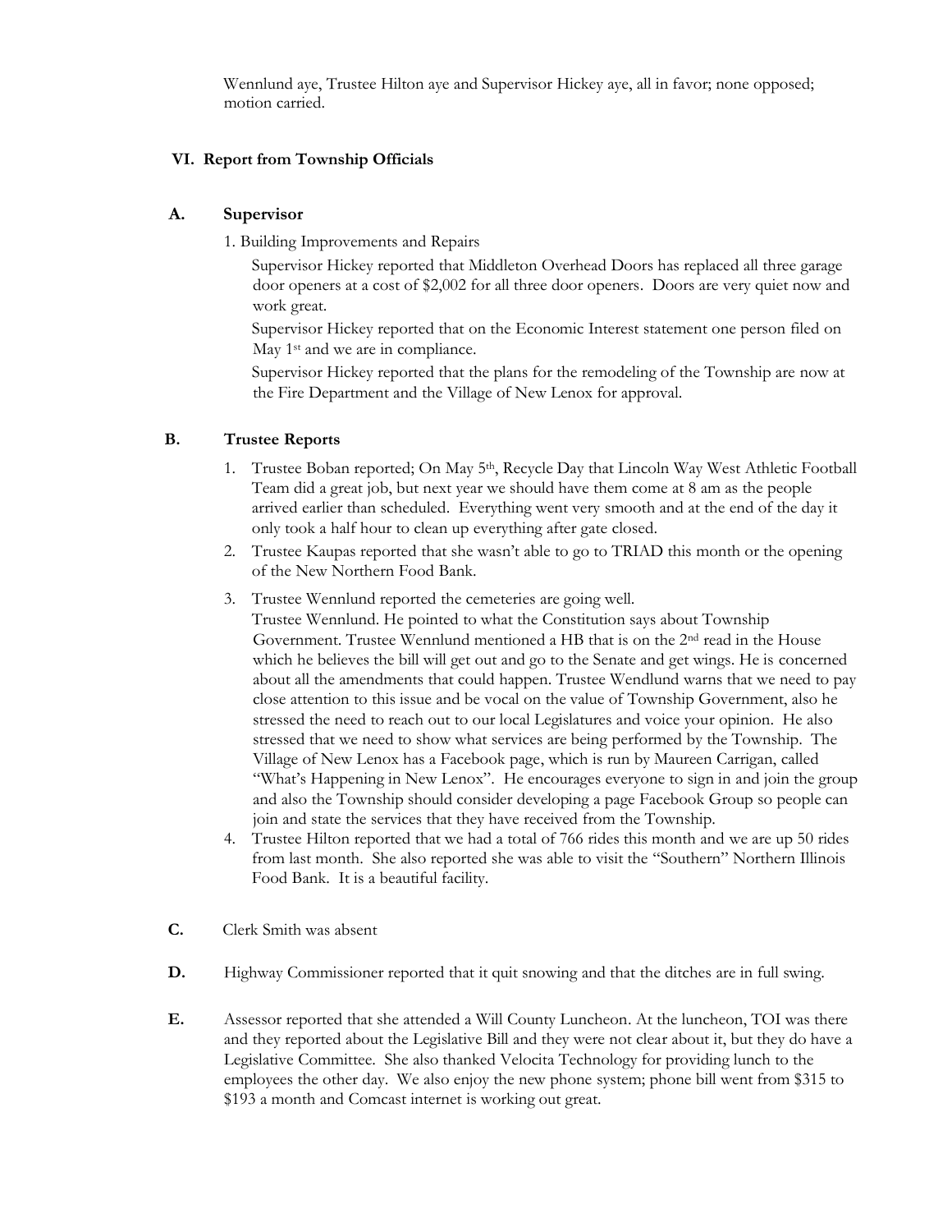Wennlund aye, Trustee Hilton aye and Supervisor Hickey aye, all in favor; none opposed; motion carried.

## VI. Report from Township Officials

### A. Supervisor

1. Building Improvements and Repairs

   Supervisor Hickey reported that Middleton Overhead Doors has replaced all three garage door openers at a cost of $2,002 for all three door openers. Doors are very quiet now and work great.

   Supervisor Hickey reported that on the Economic Interest statement one person filed on May 1st and we are in compliance.

   Supervisor Hickey reported that the plans for the remodeling of the Township are now at the Fire Department and the Village of New Lenox for approval.

### B. Trustee Reports

1. Trustee Boban reported; On May 5th, Recycle Day that Lincoln Way West Athletic Football Team did a great job, but next year we should have them come at 8 am as the people arrived earlier than scheduled. Everything went very smooth and at the end of the day it only took a half hour to clean up everything after gate closed.
2. Trustee Kaupas reported that she wasn't able to go to TRIAD this month or the opening of the New Northern Food Bank.
3. Trustee Wennlund reported the cemeteries are going well.
   Trustee Wennlund. He pointed to what the Constitution says about Township Government. Trustee Wennlund mentioned a HB that is on the 2nd read in the House which he believes the bill will get out and go to the Senate and get wings. He is concerned about all the amendments that could happen. Trustee Wendlund warns that we need to pay close attention to this issue and be vocal on the value of Township Government, also he stressed the need to reach out to our local Legislatures and voice your opinion. He also stressed that we need to show what services are being performed by the Township. The Village of New Lenox has a Facebook page, which is run by Maureen Carrigan, called "What's Happening in New Lenox". He encourages everyone to sign in and join the group and also the Township should consider developing a page Facebook Group so people can join and state the services that they have received from the Township.
4. Trustee Hilton reported that we had a total of 766 rides this month and we are up 50 rides from last month. She also reported she was able to visit the "Southern" Northern Illinois Food Bank. It is a beautiful facility.

**C.** Clerk Smith was absent

**D.** Highway Commissioner reported that it quit snowing and that the ditches are in full swing.

**E.** Assessor reported that she attended a Will County Luncheon. At the luncheon, TOI was there and they reported about the Legislative Bill and they were not clear about it, but they do have a Legislative Committee. She also thanked Velocita Technology for providing lunch to the employees the other day. We also enjoy the new phone system; phone bill went from $315 to $193 a month and Comcast internet is working out great.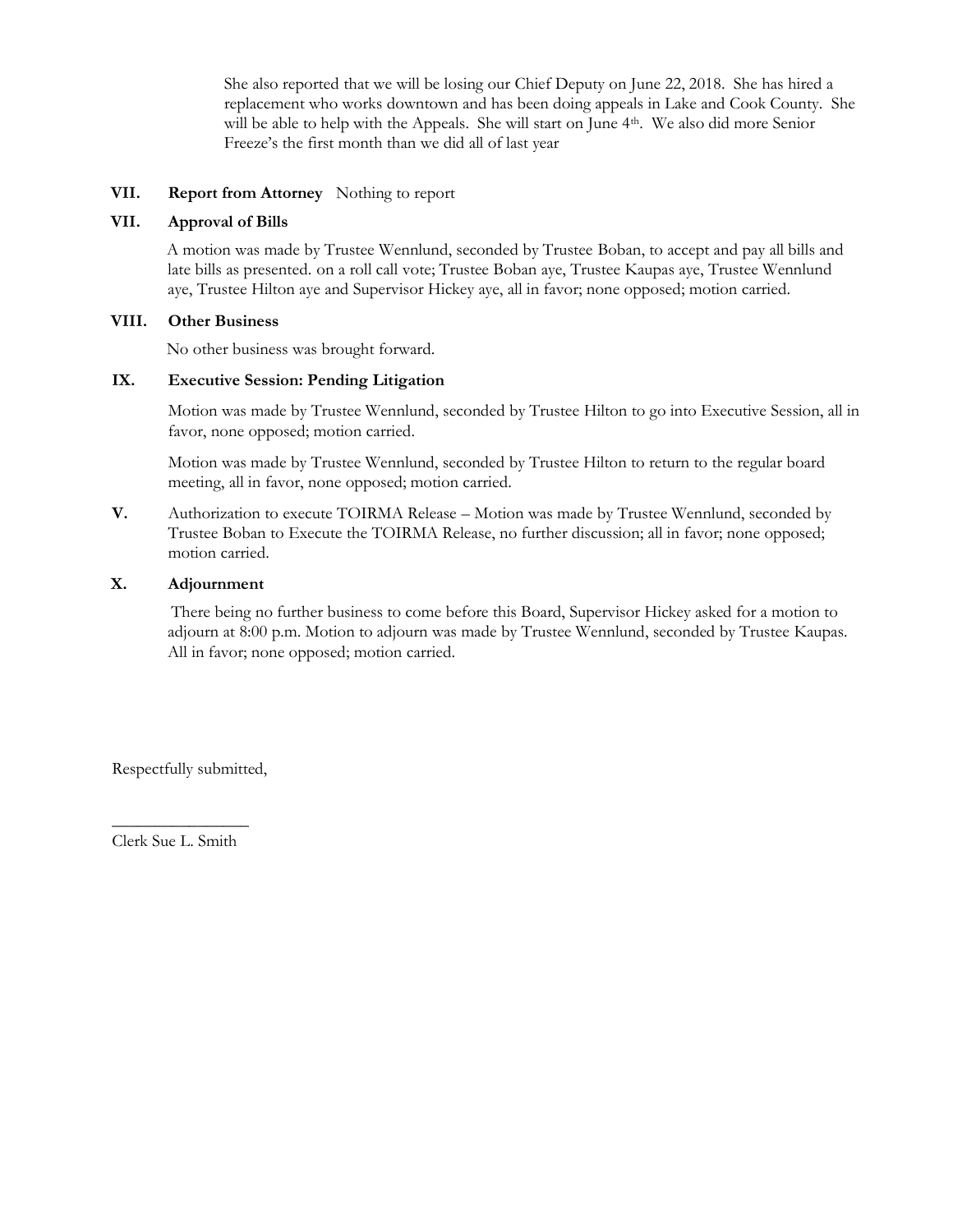She also reported that we will be losing our Chief Deputy on June 22, 2018. She has hired a replacement who works downtown and has been doing appeals in Lake and Cook County. She will be able to help with the Appeals. She will start on June 4th. We also did more Senior Freeze's the first month than we did all of last year

**VII. Report from Attorney** Nothing to report

**VII. Approval of Bills**

A motion was made by Trustee Wennlund, seconded by Trustee Boban, to accept and pay all bills and late bills as presented. on a roll call vote; Trustee Boban aye, Trustee Kaupas aye, Trustee Wennlund aye, Trustee Hilton aye and Supervisor Hickey aye, all in favor; none opposed; motion carried.

**VIII. Other Business**

No other business was brought forward.

**IX. Executive Session: Pending Litigation**

Motion was made by Trustee Wennlund, seconded by Trustee Hilton to go into Executive Session, all in favor, none opposed; motion carried.

Motion was made by Trustee Wennlund, seconded by Trustee Hilton to return to the regular board meeting, all in favor, none opposed; motion carried.

**V.** Authorization to execute TOIRMA Release – Motion was made by Trustee Wennlund, seconded by Trustee Boban to Execute the TOIRMA Release, no further discussion; all in favor; none opposed; motion carried.

**X. Adjournment**

There being no further business to come before this Board, Supervisor Hickey asked for a motion to adjourn at 8:00 p.m. Motion to adjourn was made by Trustee Wennlund, seconded by Trustee Kaupas. All in favor; none opposed; motion carried.

Respectfully submitted,

_______________

Clerk Sue L. Smith